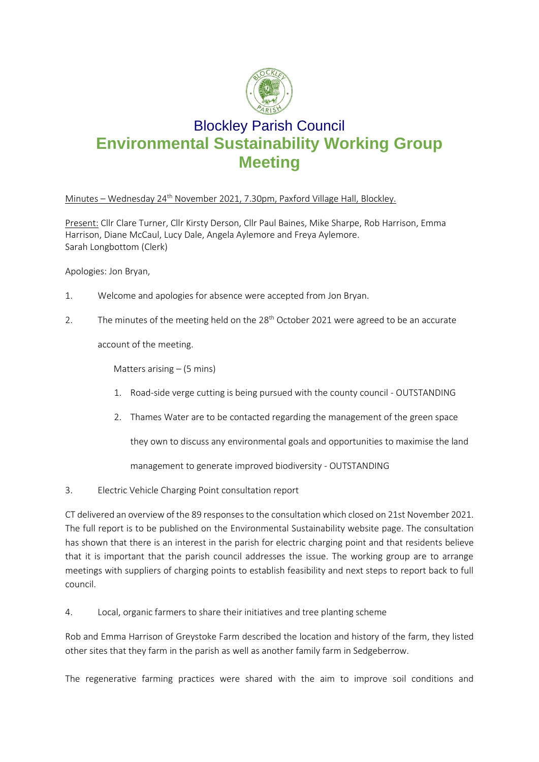# Blockley Parish Council

## Environmental Sustainability Working Group Meeting

Minutes – Wednesday 24th November 2021, 7.30pm, Paxford Village Hall, Blockley.

Present: Cllr Clare Turner, Cllr Kirsty Derson, Cllr Paul Baines, Mike Sharpe, Rob Harrison, Emma Harrison, Diane McCaul, Lucy Dale, Angela Aylemore and Freya Aylemore.
Sarah Longbottom (Clerk)

Apologies: Jon Bryan,

1. Welcome and apologies for absence were accepted from Jon Bryan.

2. The minutes of the meeting held on the 28th October 2021 were agreed to be an accurate account of the meeting.

   Matters arising – (5 mins)

   1. Road-side verge cutting is being pursued with the county council - OUTSTANDING
   2. Thames Water are to be contacted regarding the management of the green space they own to discuss any environmental goals and opportunities to maximise the land management to generate improved biodiversity - OUTSTANDING

3. Electric Vehicle Charging Point consultation report

CT delivered an overview of the 89 responses to the consultation which closed on 21st November 2021. The full report is to be published on the Environmental Sustainability website page. The consultation has shown that there is an interest in the parish for electric charging point and that residents believe that it is important that the parish council addresses the issue. The working group are to arrange meetings with suppliers of charging points to establish feasibility and next steps to report back to full council.

4. Local, organic farmers to share their initiatives and tree planting scheme

Rob and Emma Harrison of Greystoke Farm described the location and history of the farm, they listed other sites that they farm in the parish as well as another family farm in Sedgeberrow.

The regenerative farming practices were shared with the aim to improve soil conditions and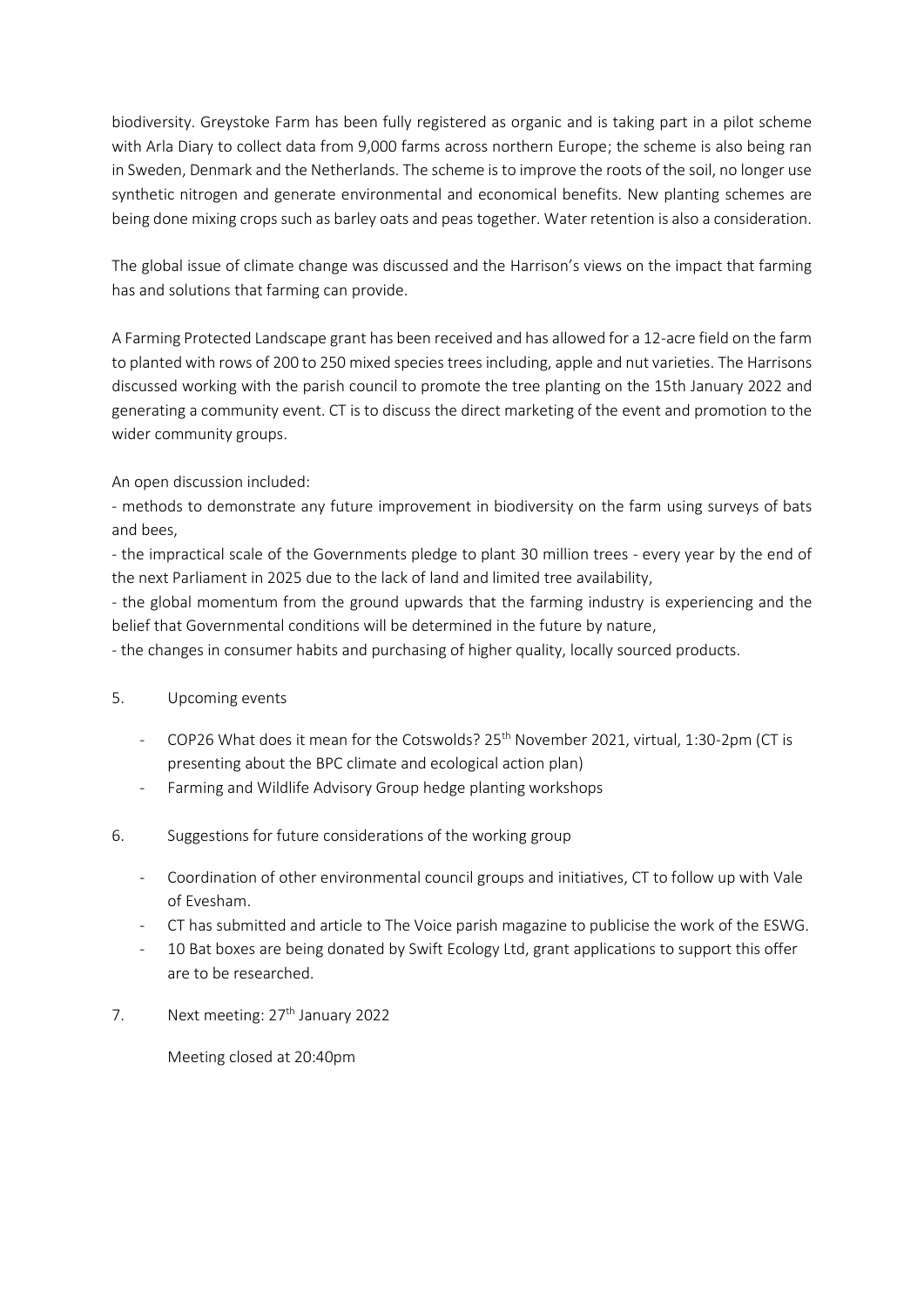biodiversity. Greystoke Farm has been fully registered as organic and is taking part in a pilot scheme with Arla Diary to collect data from 9,000 farms across northern Europe; the scheme is also being ran in Sweden, Denmark and the Netherlands. The scheme is to improve the roots of the soil, no longer use synthetic nitrogen and generate environmental and economical benefits. New planting schemes are being done mixing crops such as barley oats and peas together. Water retention is also a consideration.

The global issue of climate change was discussed and the Harrison's views on the impact that farming has and solutions that farming can provide.

A Farming Protected Landscape grant has been received and has allowed for a 12-acre field on the farm to planted with rows of 200 to 250 mixed species trees including, apple and nut varieties. The Harrisons discussed working with the parish council to promote the tree planting on the 15th January 2022 and generating a community event. CT is to discuss the direct marketing of the event and promotion to the wider community groups.

An open discussion included:
- methods to demonstrate any future improvement in biodiversity on the farm using surveys of bats and bees,
- the impractical scale of the Governments pledge to plant 30 million trees - every year by the end of the next Parliament in 2025 due to the lack of land and limited tree availability,
- the global momentum from the ground upwards that the farming industry is experiencing and the belief that Governmental conditions will be determined in the future by nature,
- the changes in consumer habits and purchasing of higher quality, locally sourced products.

5. Upcoming events

   - COP26 What does it mean for the Cotswolds? 25th November 2021, virtual, 1:30-2pm (CT is presenting about the BPC climate and ecological action plan)
   - Farming and Wildlife Advisory Group hedge planting workshops

6. Suggestions for future considerations of the working group

   - Coordination of other environmental council groups and initiatives, CT to follow up with Vale of Evesham.
   - CT has submitted and article to The Voice parish magazine to publicise the work of the ESWG.
   - 10 Bat boxes are being donated by Swift Ecology Ltd, grant applications to support this offer are to be researched.

7. Next meeting: 27th January 2022

   Meeting closed at 20:40pm